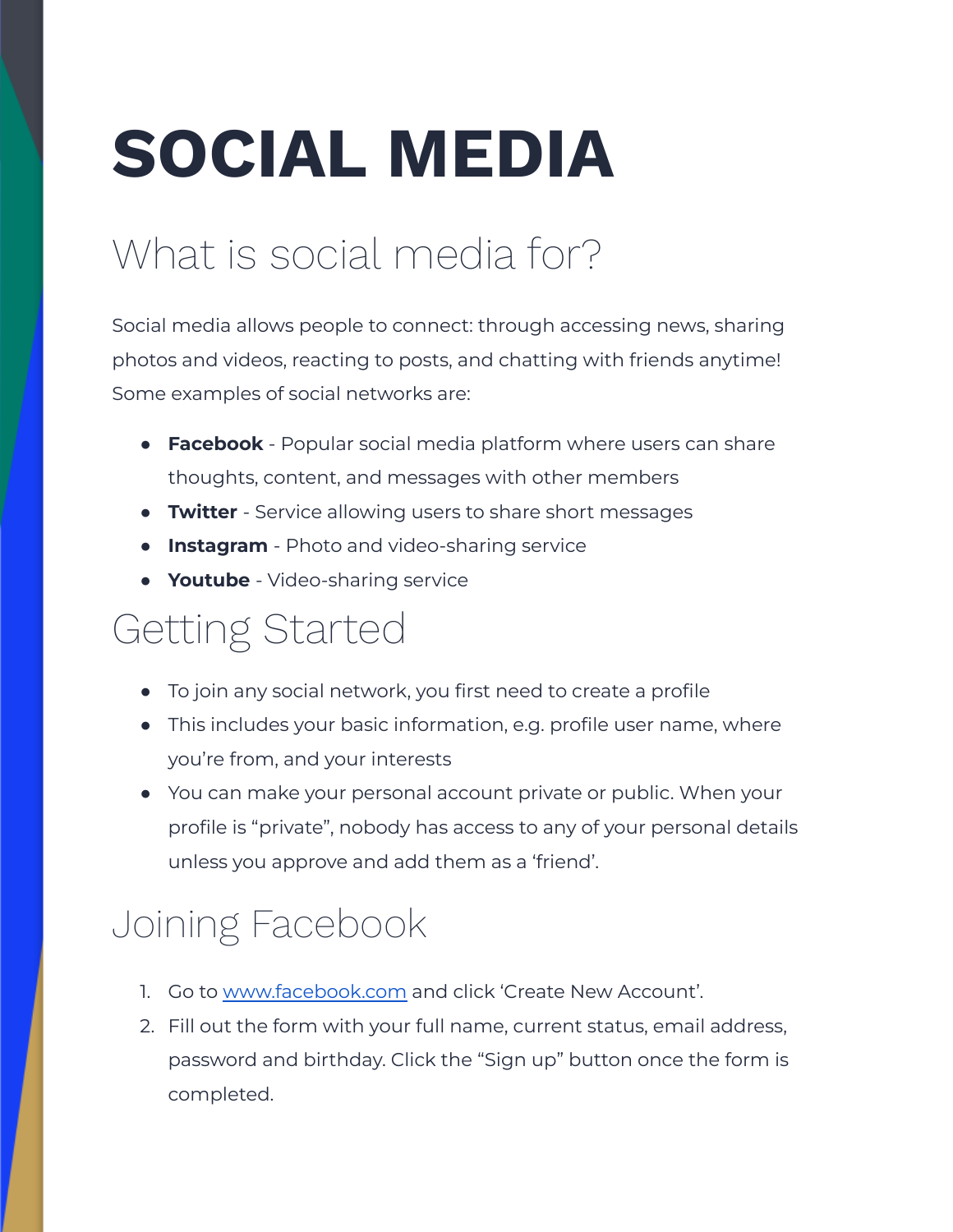# SOCIAL MEDIA

## What is social media for?

Social media allows people to connect: through accessing news, sharing photos and videos, reacting to posts, and chatting with friends anytime! Some examples of social networks are:

- **Facebook** - Popular social media platform where users can share thoughts, content, and messages with other members
- **Twitter** - Service allowing users to share short messages
- **Instagram** - Photo and video-sharing service
- **Youtube** - Video-sharing service

## Getting Started

- To join any social network, you first need to create a profile
- This includes your basic information, e.g. profile user name, where you're from, and your interests
- You can make your personal account private or public. When your profile is "private", nobody has access to any of your personal details unless you approve and add them as a 'friend'.

## Joining Facebook

1. Go to [www.facebook.com](http://www.facebook.com) and click 'Create New Account'.
2. Fill out the form with your full name, current status, email address, password and birthday. Click the "Sign up" button once the form is completed.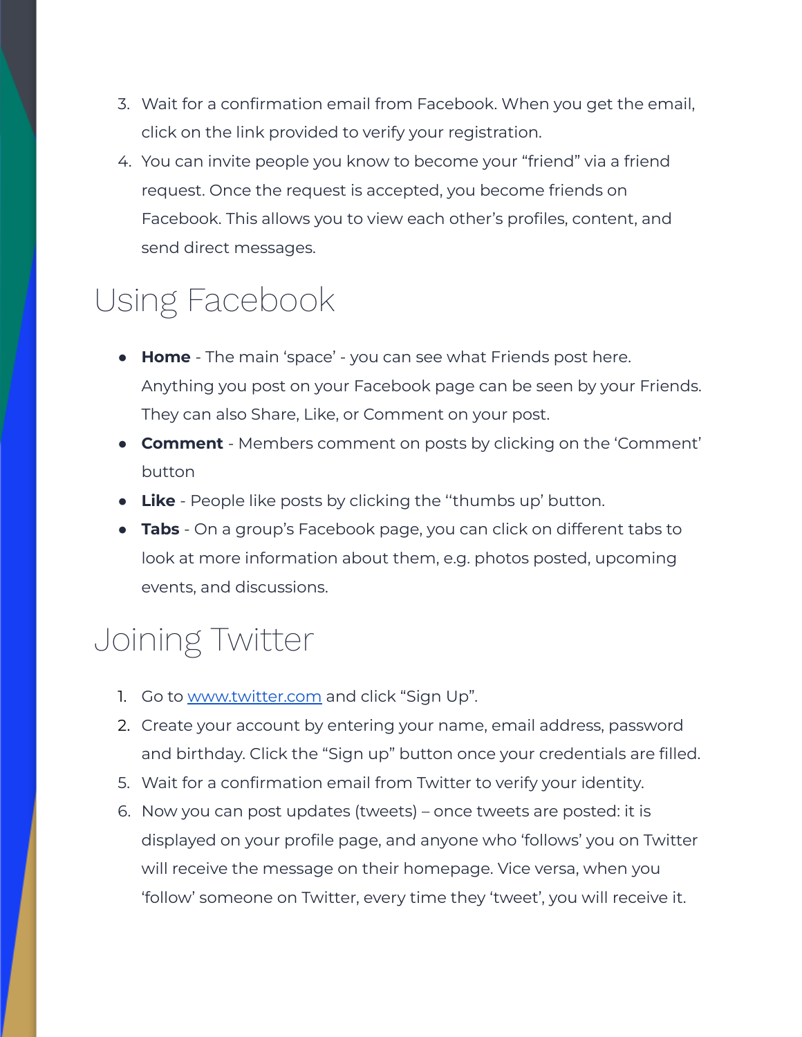3. Wait for a confirmation email from Facebook. When you get the email, click on the link provided to verify your registration.
4. You can invite people you know to become your "friend" via a friend request. Once the request is accepted, you become friends on Facebook. This allows you to view each other's profiles, content, and send direct messages.

# Using Facebook

- **Home** - The main 'space' - you can see what Friends post here. Anything you post on your Facebook page can be seen by your Friends. They can also Share, Like, or Comment on your post.
- **Comment** - Members comment on posts by clicking on the 'Comment' button
- **Like** - People like posts by clicking the ''thumbs up' button.
- **Tabs** - On a group's Facebook page, you can click on different tabs to look at more information about them, e.g. photos posted, upcoming events, and discussions.

# Joining Twitter

1. Go to [www.twitter.com](http://www.twitter.com) and click "Sign Up".
2. Create your account by entering your name, email address, password and birthday. Click the "Sign up" button once your credentials are filled.
5. Wait for a confirmation email from Twitter to verify your identity.
6. Now you can post updates (tweets) – once tweets are posted: it is displayed on your profile page, and anyone who 'follows' you on Twitter will receive the message on their homepage. Vice versa, when you 'follow' someone on Twitter, every time they 'tweet', you will receive it.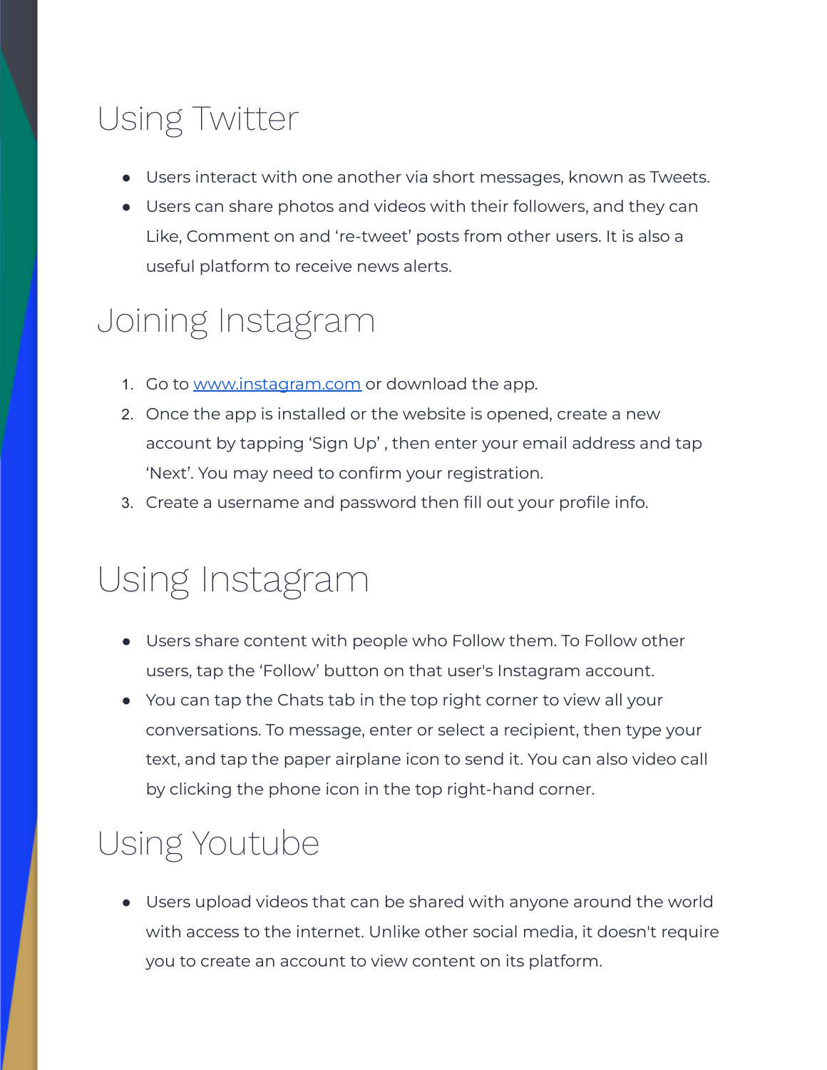## Using Twitter

- Users interact with one another via short messages, known as Tweets.
- Users can share photos and videos with their followers, and they can Like, Comment on and 're-tweet' posts from other users. It is also a useful platform to receive news alerts.

## Joining Instagram

1. Go to [www.instagram.com](www.instagram.com) or download the app.
2. Once the app is installed or the website is opened, create a new account by tapping 'Sign Up' , then enter your email address and tap 'Next'. You may need to confirm your registration.
3. Create a username and password then fill out your profile info.

## Using Instagram

- Users share content with people who Follow them. To Follow other users, tap the 'Follow' button on that user's Instagram account.
- You can tap the Chats tab in the top right corner to view all your conversations. To message, enter or select a recipient, then type your text, and tap the paper airplane icon to send it. You can also video call by clicking the phone icon in the top right-hand corner.

## Using Youtube

- Users upload videos that can be shared with anyone around the world with access to the internet. Unlike other social media, it doesn't require you to create an account to view content on its platform.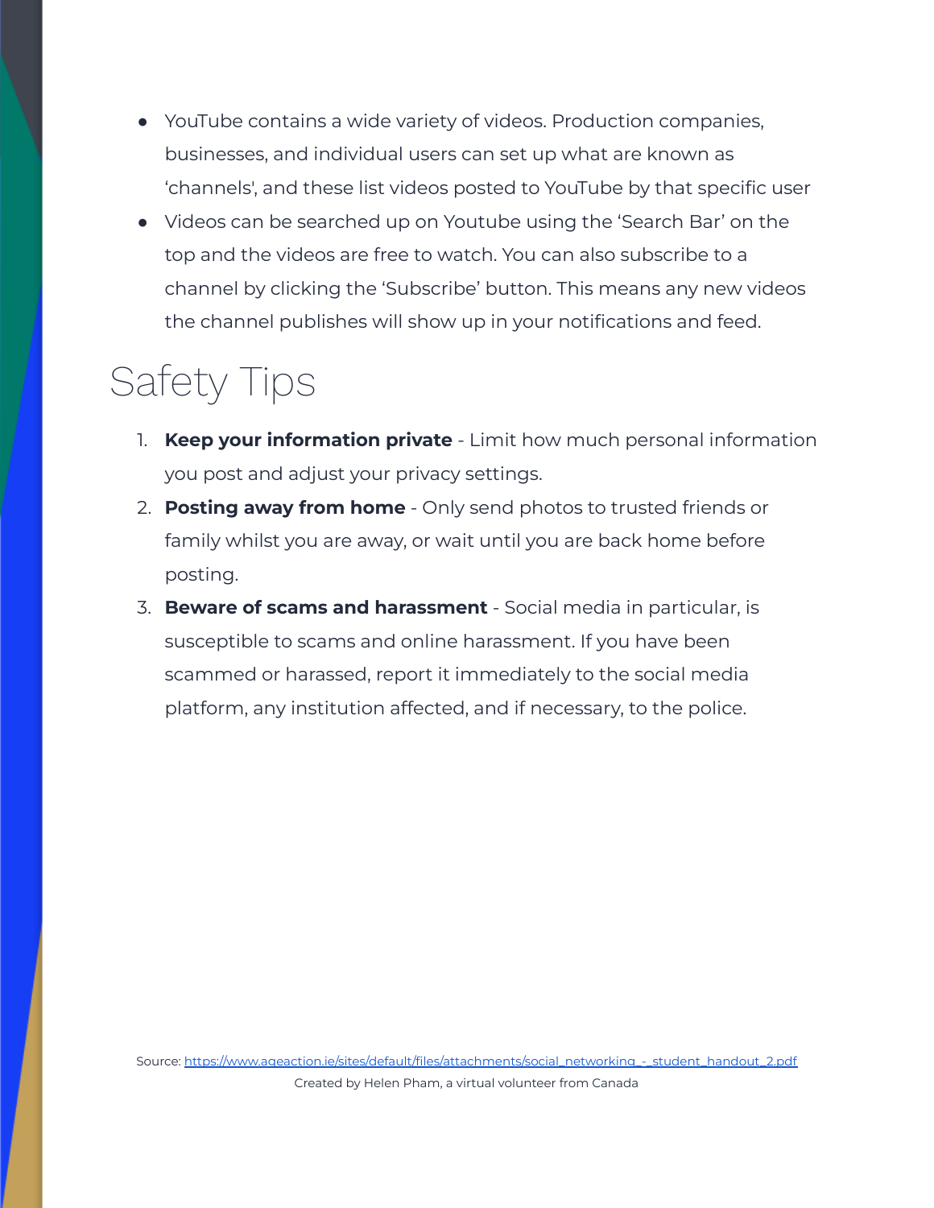- YouTube contains a wide variety of videos. Production companies, businesses, and individual users can set up what are known as 'channels', and these list videos posted to YouTube by that specific user
- Videos can be searched up on Youtube using the 'Search Bar' on the top and the videos are free to watch. You can also subscribe to a channel by clicking the 'Subscribe' button. This means any new videos the channel publishes will show up in your notifications and feed.

# Safety Tips

1. **Keep your information private** - Limit how much personal information you post and adjust your privacy settings.
2. **Posting away from home** - Only send photos to trusted friends or family whilst you are away, or wait until you are back home before posting.
3. **Beware of scams and harassment** - Social media in particular, is susceptible to scams and online harassment. If you have been scammed or harassed, report it immediately to the social media platform, any institution affected, and if necessary, to the police.

Source: https://www.ageaction.ie/sites/default/files/attachments/social_networking_-_student_handout_2.pdf

Created by Helen Pham, a virtual volunteer from Canada